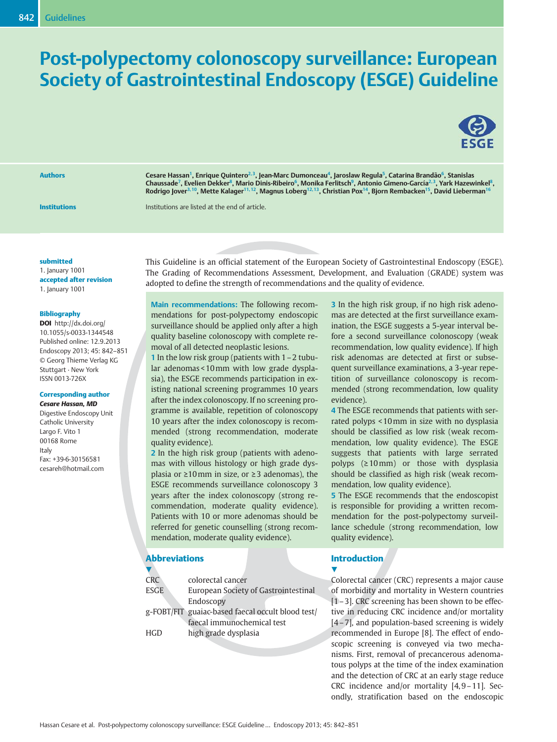# Post-polypectomy colonoscopy surveillance: European Society of Gastrointestinal Endoscopy (ESGE) Guideline

**Authors**

Cesare Hassan[1], Enrique Quintero[2,3], Jean-Marc Dumonceau[4], Jaroslaw Regula[5], Catarina Brandão[6], Stanislas Chaussade[7], Evelien Dekker[8], Mario Dinis-Ribeiro[6], Monika Ferlitsch[9], Antonio Gimeno-García[2,3], Yark Hazewinkel[8], Rodrigo Jover[3,10], Mette Kalager[11,12], Magnus Loberg[12,13], Christian Pox[14], Bjorn Rembacken[15], David Lieberman[16]

**Institutions**

Institutions are listed at the end of article.

**submitted**
1. January 1001

**accepted after revision**
1. January 1001

**Bibliography**

**DOI** http://dx.doi.org/10.1055/s-0033-1344548
Published online: 12.9.2013
Endoscopy 2013; 45: 842–851
© Georg Thieme Verlag KG Stuttgart · New York
ISSN 0013-726X

**Corresponding author**

***Cesare Hassan, MD***
Digestive Endoscopy Unit
Catholic University
Largo F. Vito 1
00168 Rome
Italy
Fax: +39-6-30156581
cesareh@hotmail.com

This Guideline is an official statement of the European Society of Gastrointestinal Endoscopy (ESGE). The Grading of Recommendations Assessment, Development, and Evaluation (GRADE) system was adopted to define the strength of recommendations and the quality of evidence.

**Main recommendations:** The following recommendations for post-polypectomy endoscopic surveillance should be applied only after a high quality baseline colonoscopy with complete removal of all detected neoplastic lesions.

**1** In the low risk group (patients with 1–2 tubular adenomas < 10 mm with low grade dysplasia), the ESGE recommends participation in existing national screening programmes 10 years after the index colonoscopy. If no screening programme is available, repetition of colonoscopy 10 years after the index colonoscopy is recommended (strong recommendation, moderate quality evidence).

**2** In the high risk group (patients with adenomas with villous histology or high grade dysplasia or ≥ 10 mm in size, or ≥ 3 adenomas), the ESGE recommends surveillance colonoscopy 3 years after the index colonoscopy (strong recommendation, moderate quality evidence). Patients with 10 or more adenomas should be referred for genetic counselling (strong recommendation, moderate quality evidence).

**3** In the high risk group, if no high risk adenomas are detected at the first surveillance examination, the ESGE suggests a 5-year interval before a second surveillance colonoscopy (weak recommendation, low quality evidence). If high risk adenomas are detected at first or subsequent surveillance examinations, a 3-year repetition of surveillance colonoscopy is recommended (strong recommendation, low quality evidence).

**4** The ESGE recommends that patients with serrated polyps < 10 mm in size with no dysplasia should be classified as low risk (weak recommendation, low quality evidence). The ESGE suggests that patients with large serrated polyps (≥ 10 mm) or those with dysplasia should be classified as high risk (weak recommendation, low quality evidence).

**5** The ESGE recommends that the endoscopist is responsible for providing a written recommendation for the post-polypectomy surveillance schedule (strong recommendation, low quality evidence).

## Abbreviations

| | |
|---|---|
| CRC | colorectal cancer |
| ESGE | European Society of Gastrointestinal Endoscopy |
| g-FOBT/FIT | guaiac-based faecal occult blood test/faecal immunochemical test |
| HGD | high grade dysplasia |

## Introduction

Colorectal cancer (CRC) represents a major cause of morbidity and mortality in Western countries [1–3]. CRC screening has been shown to be effective in reducing CRC incidence and/or mortality [4–7], and population-based screening is widely recommended in Europe [8]. The effect of endoscopic screening is conveyed via two mechanisms. First, removal of precancerous adenomatous polyps at the time of the index examination and the detection of CRC at an early stage reduce CRC incidence and/or mortality [4, 9–11]. Secondly, stratification based on the endoscopic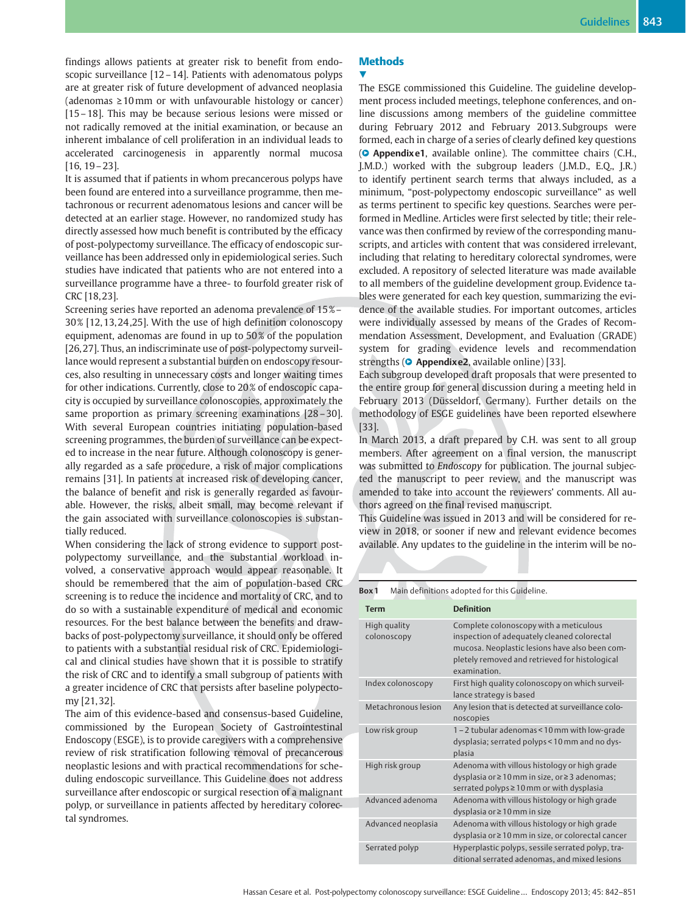findings allows patients at greater risk to benefit from endoscopic surveillance [12–14]. Patients with adenomatous polyps are at greater risk of future development of advanced neoplasia (adenomas ≥10 mm or with unfavourable histology or cancer) [15–18]. This may be because serious lesions were missed or not radically removed at the initial examination, or because an inherent imbalance of cell proliferation in an individual leads to accelerated carcinogenesis in apparently normal mucosa [16, 19–23].

It is assumed that if patients in whom precancerous polyps have been found are entered into a surveillance programme, then metachronous or recurrent adenomatous lesions and cancer will be detected at an earlier stage. However, no randomized study has directly assessed how much benefit is contributed by the efficacy of post-polypectomy surveillance. The efficacy of endoscopic surveillance has been addressed only in epidemiological series. Such studies have indicated that patients who are not entered into a surveillance programme have a three- to fourfold greater risk of CRC [18,23].

Screening series have reported an adenoma prevalence of 15%–30% [12,13,24,25]. With the use of high definition colonoscopy equipment, adenomas are found in up to 50% of the population [26,27]. Thus, an indiscriminate use of post-polypectomy surveillance would represent a substantial burden on endoscopy resources, also resulting in unnecessary costs and longer waiting times for other indications. Currently, close to 20% of endoscopic capacity is occupied by surveillance colonoscopies, approximately the same proportion as primary screening examinations [28–30]. With several European countries initiating population-based screening programmes, the burden of surveillance can be expected to increase in the near future. Although colonoscopy is generally regarded as a safe procedure, a risk of major complications remains [31]. In patients at increased risk of developing cancer, the balance of benefit and risk is generally regarded as favourable. However, the risks, albeit small, may become relevant if the gain associated with surveillance colonoscopies is substantially reduced.

When considering the lack of strong evidence to support post-polypectomy surveillance, and the substantial workload involved, a conservative approach would appear reasonable. It should be remembered that the aim of population-based CRC screening is to reduce the incidence and mortality of CRC, and to do so with a sustainable expenditure of medical and economic resources. For the best balance between the benefits and drawbacks of post-polypectomy surveillance, it should only be offered to patients with a substantial residual risk of CRC. Epidemiological and clinical studies have shown that it is possible to stratify the risk of CRC and to identify a small subgroup of patients with a greater incidence of CRC that persists after baseline polypectomy [21,32].

The aim of this evidence-based and consensus-based Guideline, commissioned by the European Society of Gastrointestinal Endoscopy (ESGE), is to provide caregivers with a comprehensive review of risk stratification following removal of precancerous neoplastic lesions and with practical recommendations for scheduling endoscopic surveillance. This Guideline does not address surveillance after endoscopic or surgical resection of a malignant polyp, or surveillance in patients affected by hereditary colorectal syndromes.

## Methods

The ESGE commissioned this Guideline. The guideline development process included meetings, telephone conferences, and online discussions among members of the guideline committee during February 2012 and February 2013. Subgroups were formed, each in charge of a series of clearly defined key questions (**Appendix e1**, available online). The committee chairs (C.H., J.M.D.) worked with the subgroup leaders (J.M.D., E.Q., J.R.) to identify pertinent search terms that always included, as a minimum, "post-polypectomy endoscopic surveillance" as well as terms pertinent to specific key questions. Searches were performed in Medline. Articles were first selected by title; their relevance was then confirmed by review of the corresponding manuscripts, and articles with content that was considered irrelevant, including that relating to hereditary colorectal syndromes, were excluded. A repository of selected literature was made available to all members of the guideline development group. Evidence tables were generated for each key question, summarizing the evidence of the available studies. For important outcomes, articles were individually assessed by means of the Grades of Recommendation Assessment, Development, and Evaluation (GRADE) system for grading evidence levels and recommendation strengths (**Appendix e2**, available online) [33].

Each subgroup developed draft proposals that were presented to the entire group for general discussion during a meeting held in February 2013 (Düsseldorf, Germany). Further details on the methodology of ESGE guidelines have been reported elsewhere [33].

In March 2013, a draft prepared by C.H. was sent to all group members. After agreement on a final version, the manuscript was submitted to *Endoscopy* for publication. The journal subjected the manuscript to peer review, and the manuscript was amended to take into account the reviewers' comments. All authors agreed on the final revised manuscript.

This Guideline was issued in 2013 and will be considered for review in 2018, or sooner if new and relevant evidence becomes available. Any updates to the guideline in the interim will be no-

**Box 1** Main definitions adopted for this Guideline.

| Term | Definition |
|---|---|
| High quality colonoscopy | Complete colonoscopy with a meticulous inspection of adequately cleaned colorectal mucosa. Neoplastic lesions have also been completely removed and retrieved for histological examination. |
| Index colonoscopy | First high quality colonoscopy on which surveillance strategy is based |
| Metachronous lesion | Any lesion that is detected at surveillance colonoscopies |
| Low risk group | 1–2 tubular adenomas < 10 mm with low-grade dysplasia; serrated polyps < 10 mm and no dysplasia |
| High risk group | Adenoma with villous histology or high grade dysplasia or ≥ 10 mm in size, or ≥ 3 adenomas; serrated polyps ≥ 10 mm or with dysplasia |
| Advanced adenoma | Adenoma with villous histology or high grade dysplasia or ≥ 10 mm in size |
| Advanced neoplasia | Adenoma with villous histology or high grade dysplasia or ≥ 10 mm in size, or colorectal cancer |
| Serrated polyp | Hyperplastic polyps, sessile serrated polyp, traditional serrated adenomas, and mixed lesions |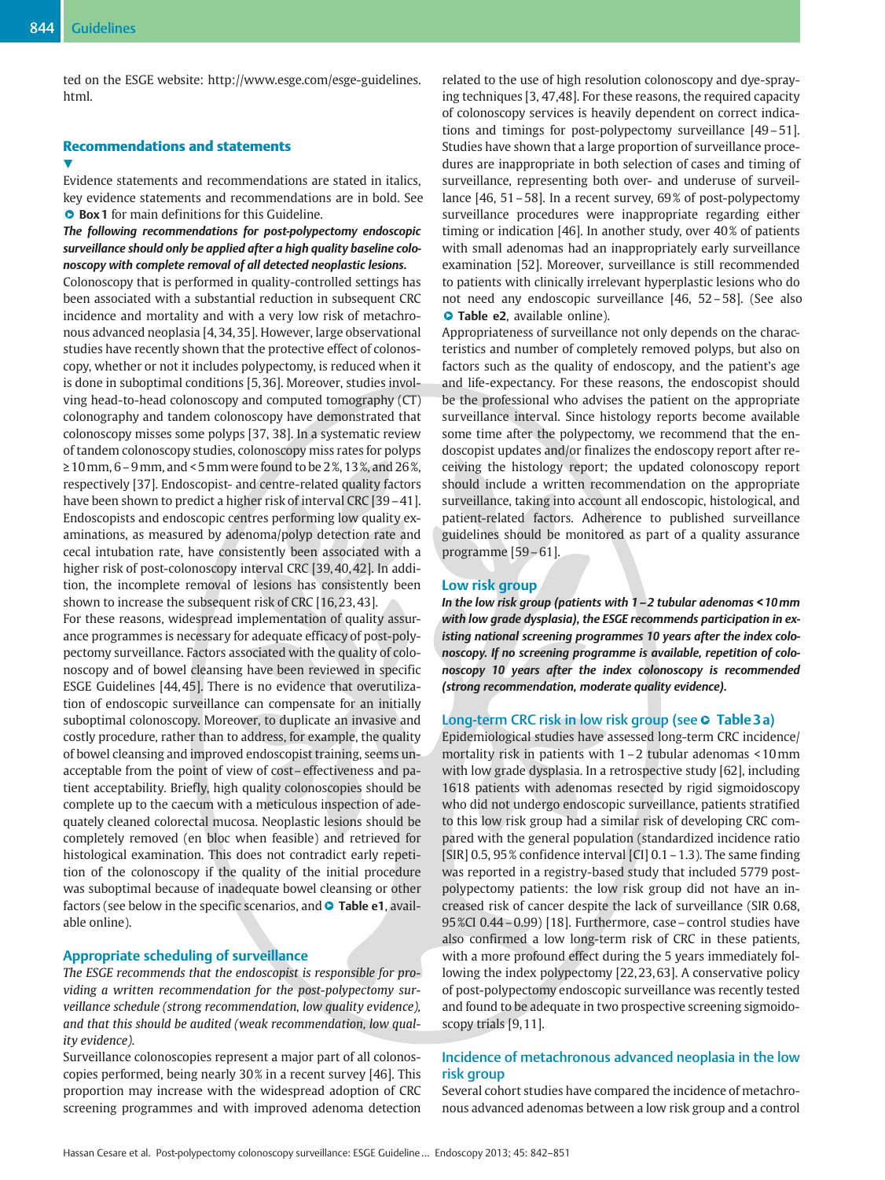ted on the ESGE website: http://www.esge.com/esge-guidelines.html.

## Recommendations and statements

Evidence statements and recommendations are stated in italics, key evidence statements and recommendations are in bold. See ▶ **Box 1** for main definitions for this Guideline.

***The following recommendations for post-polypectomy endoscopic surveillance should only be applied after a high quality baseline colonoscopy with complete removal of all detected neoplastic lesions.***

Colonoscopy that is performed in quality-controlled settings has been associated with a substantial reduction in subsequent CRC incidence and mortality and with a very low risk of metachronous advanced neoplasia [4, 34, 35]. However, large observational studies have recently shown that the protective effect of colonoscopy, whether or not it includes polypectomy, is reduced when it is done in suboptimal conditions [5, 36]. Moreover, studies involving head-to-head colonoscopy and computed tomography (CT) colonography and tandem colonoscopy have demonstrated that colonoscopy misses some polyps [37, 38]. In a systematic review of tandem colonoscopy studies, colonoscopy miss rates for polyps ≥ 10 mm, 6 – 9 mm, and < 5 mm were found to be 2 %, 13 %, and 26 %, respectively [37]. Endoscopist- and centre-related quality factors have been shown to predict a higher risk of interval CRC [39 – 41]. Endoscopists and endoscopic centres performing low quality examinations, as measured by adenoma/polyp detection rate and cecal intubation rate, have consistently been associated with a higher risk of post-colonoscopy interval CRC [39, 40, 42]. In addition, the incomplete removal of lesions has consistently been shown to increase the subsequent risk of CRC [16, 23, 43].

For these reasons, widespread implementation of quality assurance programmes is necessary for adequate efficacy of post-polypectomy surveillance. Factors associated with the quality of colonoscopy and of bowel cleansing have been reviewed in specific ESGE Guidelines [44, 45]. There is no evidence that overutilization of endoscopic surveillance can compensate for an initially suboptimal colonoscopy. Moreover, to duplicate an invasive and costly procedure, rather than to address, for example, the quality of bowel cleansing and improved endoscopist training, seems unacceptable from the point of view of cost – effectiveness and patient acceptability. Briefly, high quality colonoscopies should be complete up to the caecum with a meticulous inspection of adequately cleaned colorectal mucosa. Neoplastic lesions should be completely removed (en bloc when feasible) and retrieved for histological examination. This does not contradict early repetition of the colonoscopy if the quality of the initial procedure was suboptimal because of inadequate bowel cleansing or other factors (see below in the specific scenarios, and ▶ **Table e1**, available online).

### Appropriate scheduling of surveillance

*The ESGE recommends that the endoscopist is responsible for providing a written recommendation for the post-polypectomy surveillance schedule (strong recommendation, low quality evidence), and that this should be audited (weak recommendation, low quality evidence).*

Surveillance colonoscopies represent a major part of all colonoscopies performed, being nearly 30 % in a recent survey [46]. This proportion may increase with the widespread adoption of CRC screening programmes and with improved adenoma detection related to the use of high resolution colonoscopy and dye-spraying techniques [3, 47, 48]. For these reasons, the required capacity of colonoscopy services is heavily dependent on correct indications and timings for post-polypectomy surveillance [49 – 51]. Studies have shown that a large proportion of surveillance procedures are inappropriate in both selection of cases and timing of surveillance, representing both over- and underuse of surveillance [46, 51 – 58]. In a recent survey, 69 % of post-polypectomy surveillance procedures were inappropriate regarding either timing or indication [46]. In another study, over 40 % of patients with small adenomas had an inappropriately early surveillance examination [52]. Moreover, surveillance is still recommended to patients with clinically irrelevant hyperplastic lesions who do not need any endoscopic surveillance [46, 52 – 58]. (See also ▶ **Table e2**, available online).

Appropriateness of surveillance not only depends on the characteristics and number of completely removed polyps, but also on factors such as the quality of endoscopy, and the patient's age and life-expectancy. For these reasons, the endoscopist should be the professional who advises the patient on the appropriate surveillance interval. Since histology reports become available some time after the polypectomy, we recommend that the endoscopist updates and/or finalizes the endoscopy report after receiving the histology report; the updated colonoscopy report should include a written recommendation on the appropriate surveillance, taking into account all endoscopic, histological, and patient-related factors. Adherence to published surveillance guidelines should be monitored as part of a quality assurance programme [59 – 61].

### Low risk group

***In the low risk group (patients with 1 – 2 tubular adenomas < 10 mm with low grade dysplasia), the ESGE recommends participation in existing national screening programmes 10 years after the index colonoscopy. If no screening programme is available, repetition of colonoscopy 10 years after the index colonoscopy is recommended (strong recommendation, moderate quality evidence).***

### Long-term CRC risk in low risk group (see ▶ Table 3 a)

Epidemiological studies have assessed long-term CRC incidence/mortality risk in patients with 1 – 2 tubular adenomas < 10 mm with low grade dysplasia. In a retrospective study [62], including 1618 patients with adenomas resected by rigid sigmoidoscopy who did not undergo endoscopic surveillance, patients stratified to this low risk group had a similar risk of developing CRC compared with the general population (standardized incidence ratio [SIR] 0.5, 95 % confidence interval [CI] 0.1 – 1.3). The same finding was reported in a registry-based study that included 5779 post-polypectomy patients: the low risk group did not have an increased risk of cancer despite the lack of surveillance (SIR 0.68, 95 %CI 0.44 – 0.99) [18]. Furthermore, case – control studies have also confirmed a low long-term risk of CRC in these patients, with a more profound effect during the 5 years immediately following the index polypectomy [22, 23, 63]. A conservative policy of post-polypectomy endoscopic surveillance was recently tested and found to be adequate in two prospective screening sigmoidoscopy trials [9, 11].

### Incidence of metachronous advanced neoplasia in the low risk group

Several cohort studies have compared the incidence of metachronous advanced adenomas between a low risk group and a control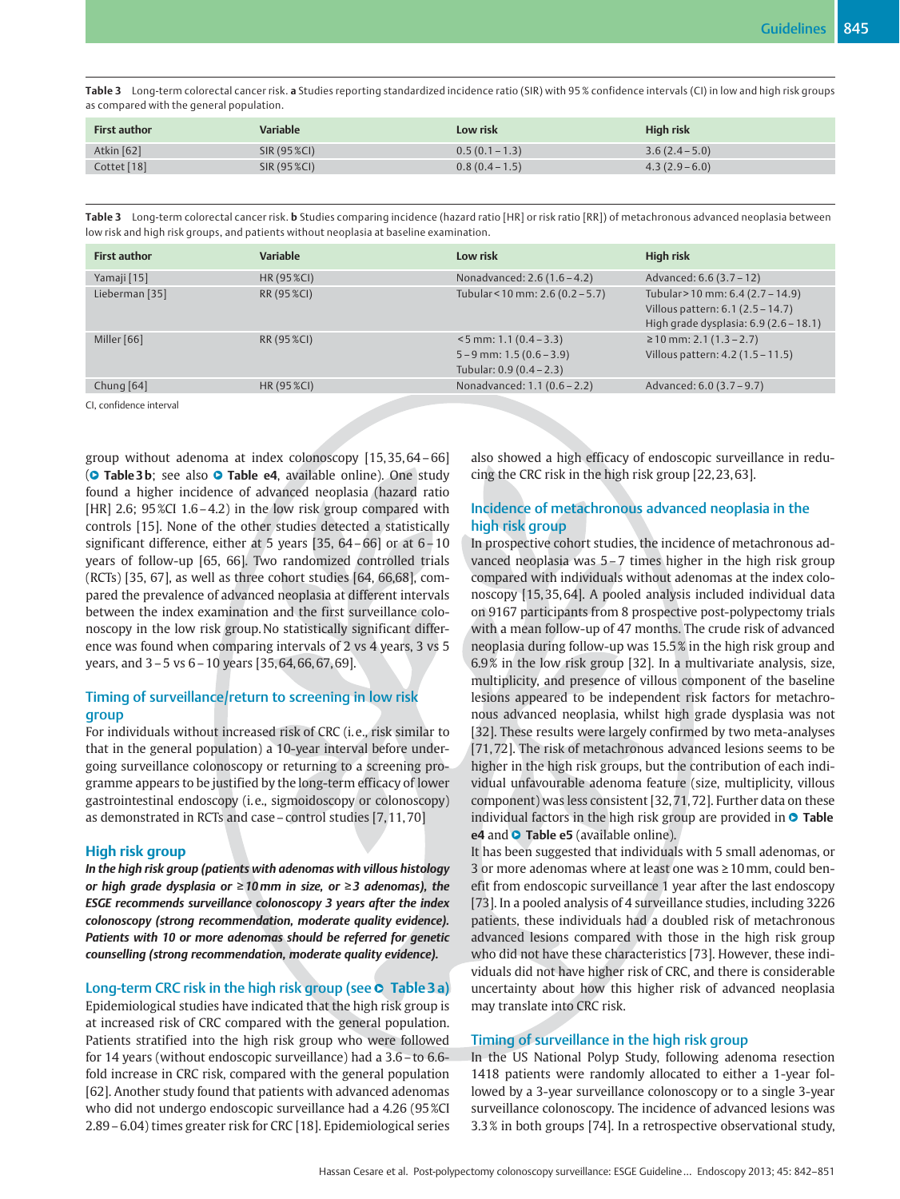Table 3 Long-term colorectal cancer risk. **a** Studies reporting standardized incidence ratio (SIR) with 95 % confidence intervals (CI) in low and high risk groups as compared with the general population.

| First author | Variable | Low risk | High risk |
|---|---|---|---|
| Atkin [62] | SIR (95 %CI) | 0.5 (0.1 – 1.3) | 3.6 (2.4 – 5.0) |
| Cottet [18] | SIR (95 %CI) | 0.8 (0.4 – 1.5) | 4.3 (2.9 – 6.0) |

Table 3 Long-term colorectal cancer risk. **b** Studies comparing incidence (hazard ratio [HR] or risk ratio [RR]) of metachronous advanced neoplasia between low risk and high risk groups, and patients without neoplasia at baseline examination.

| First author | Variable | Low risk | High risk |
|---|---|---|---|
| Yamaji [15] | HR (95 %CI) | Nonadvanced: 2.6 (1.6 – 4.2) | Advanced: 6.6 (3.7 – 12) |
| Lieberman [35] | RR (95 %CI) | Tubular < 10 mm: 2.6 (0.2 – 5.7) | Tubular > 10 mm: 6.4 (2.7 – 14.9)<br>Villous pattern: 6.1 (2.5 – 14.7)<br>High grade dysplasia: 6.9 (2.6 – 18.1) |
| Miller [66] | RR (95 %CI) | < 5 mm: 1.1 (0.4 – 3.3)<br>5 – 9 mm: 1.5 (0.6 – 3.9)<br>Tubular: 0.9 (0.4 – 2.3) | ≥ 10 mm: 2.1 (1.3 – 2.7)<br>Villous pattern: 4.2 (1.5 – 11.5) |
| Chung [64] | HR (95 %CI) | Nonadvanced: 1.1 (0.6 – 2.2) | Advanced: 6.0 (3.7 – 9.7) |

CI, confidence interval

group without adenoma at index colonoscopy [15, 35, 64 – 66] (Table 3 b; see also Table e4, available online). One study found a higher incidence of advanced neoplasia (hazard ratio [HR] 2.6; 95 %CI 1.6 – 4.2) in the low risk group compared with controls [15]. None of the other studies detected a statistically significant difference, either at 5 years [35, 64 – 66] or at 6 – 10 years of follow-up [65, 66]. Two randomized controlled trials (RCTs) [35, 67], as well as three cohort studies [64, 66, 68], compared the prevalence of advanced neoplasia at different intervals between the index examination and the first surveillance colonoscopy in the low risk group. No statistically significant difference was found when comparing intervals of 2 vs 4 years, 3 vs 5 years, and 3 – 5 vs 6 – 10 years [35, 64, 66, 67, 69].

### Timing of surveillance/return to screening in low risk group

For individuals without increased risk of CRC (i. e., risk similar to that in the general population) a 10-year interval before undergoing surveillance colonoscopy or returning to a screening programme appears to be justified by the long-term efficacy of lower gastrointestinal endoscopy (i. e., sigmoidoscopy or colonoscopy) as demonstrated in RCTs and case – control studies [7, 11, 70]

### High risk group

***In the high risk group (patients with adenomas with villous histology or high grade dysplasia or ≥ 10 mm in size, or ≥ 3 adenomas), the ESGE recommends surveillance colonoscopy 3 years after the index colonoscopy (strong recommendation, moderate quality evidence). Patients with 10 or more adenomas should be referred for genetic counselling (strong recommendation, moderate quality evidence).***

### Long-term CRC risk in the high risk group (see Table 3 a)

Epidemiological studies have indicated that the high risk group is at increased risk of CRC compared with the general population. Patients stratified into the high risk group who were followed for 14 years (without endoscopic surveillance) had a 3.6 – to 6.6-fold increase in CRC risk, compared with the general population [62]. Another study found that patients with advanced adenomas who did not undergo endoscopic surveillance had a 4.26 (95 %CI 2.89 – 6.04) times greater risk for CRC [18]. Epidemiological series also showed a high efficacy of endoscopic surveillance in reducing the CRC risk in the high risk group [22, 23, 63].

### Incidence of metachronous advanced neoplasia in the high risk group

In prospective cohort studies, the incidence of metachronous advanced neoplasia was 5 – 7 times higher in the high risk group compared with individuals without adenomas at the index colonoscopy [15, 35, 64]. A pooled analysis included individual data on 9167 participants from 8 prospective post-polypectomy trials with a mean follow-up of 47 months. The crude risk of advanced neoplasia during follow-up was 15.5 % in the high risk group and 6.9 % in the low risk group [32]. In a multivariate analysis, size, multiplicity, and presence of villous component of the baseline lesions appeared to be independent risk factors for metachronous advanced neoplasia, whilst high grade dysplasia was not [32]. These results were largely confirmed by two meta-analyses [71, 72]. The risk of metachronous advanced lesions seems to be higher in the high risk groups, but the contribution of each individual unfavourable adenoma feature (size, multiplicity, villous component) was less consistent [32, 71, 72]. Further data on these individual factors in the high risk group are provided in Table e4 and Table e5 (available online).

It has been suggested that individuals with 5 small adenomas, or 3 or more adenomas where at least one was ≥ 10 mm, could benefit from endoscopic surveillance 1 year after the last endoscopy [73]. In a pooled analysis of 4 surveillance studies, including 3226 patients, these individuals had a doubled risk of metachronous advanced lesions compared with those in the high risk group who did not have these characteristics [73]. However, these individuals did not have higher risk of CRC, and there is considerable uncertainty about how this higher risk of advanced neoplasia may translate into CRC risk.

### Timing of surveillance in the high risk group

In the US National Polyp Study, following adenoma resection 1418 patients were randomly allocated to either a 1-year followed by a 3-year surveillance colonoscopy or to a single 3-year surveillance colonoscopy. The incidence of advanced lesions was 3.3 % in both groups [74]. In a retrospective observational study,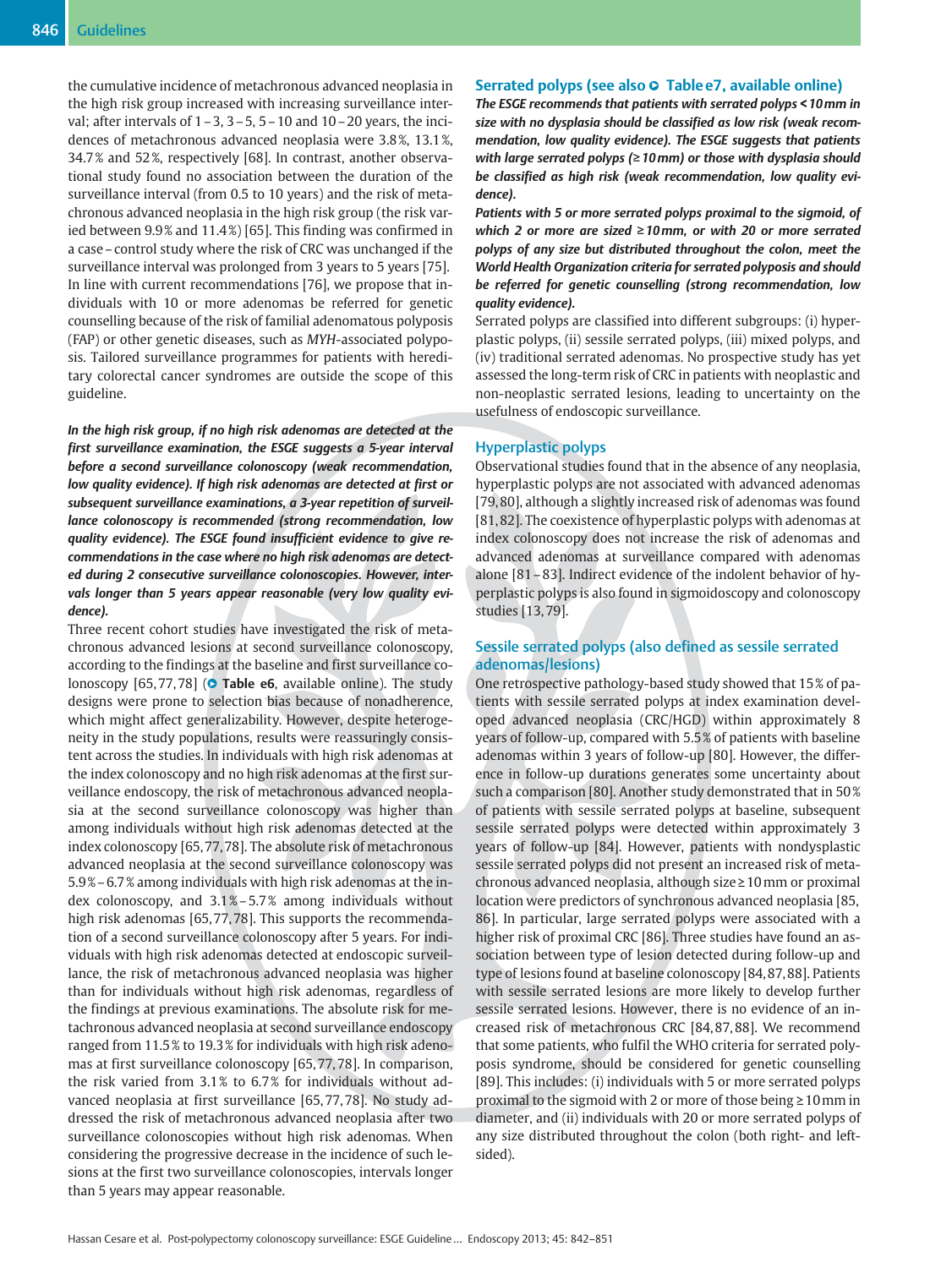the cumulative incidence of metachronous advanced neoplasia in the high risk group increased with increasing surveillance interval; after intervals of 1–3, 3–5, 5–10 and 10–20 years, the incidences of metachronous advanced neoplasia were 3.8%, 13.1%, 34.7% and 52%, respectively [68]. In contrast, another observational study found no association between the duration of the surveillance interval (from 0.5 to 10 years) and the risk of metachronous advanced neoplasia in the high risk group (the risk varied between 9.9% and 11.4%) [65]. This finding was confirmed in a case–control study where the risk of CRC was unchanged if the surveillance interval was prolonged from 3 years to 5 years [75]. In line with current recommendations [76], we propose that individuals with 10 or more adenomas be referred for genetic counselling because of the risk of familial adenomatous polyposis (FAP) or other genetic diseases, such as *MYH*-associated polyposis. Tailored surveillance programmes for patients with hereditary colorectal cancer syndromes are outside the scope of this guideline.

***In the high risk group, if no high risk adenomas are detected at the first surveillance examination, the ESGE suggests a 5-year interval before a second surveillance colonoscopy (weak recommendation, low quality evidence). If high risk adenomas are detected at first or subsequent surveillance examinations, a 3-year repetition of surveillance colonoscopy is recommended (strong recommendation, low quality evidence). The ESGE found insufficient evidence to give recommendations in the case where no high risk adenomas are detected during 2 consecutive surveillance colonoscopies. However, intervals longer than 5 years appear reasonable (very low quality evidence).***

Three recent cohort studies have investigated the risk of metachronous advanced lesions at second surveillance colonoscopy, according to the findings at the baseline and first surveillance colonoscopy [65,77,78] (**Table e6**, available online). The study designs were prone to selection bias because of nonadherence, which might affect generalizability. However, despite heterogeneity in the study populations, results were reassuringly consistent across the studies. In individuals with high risk adenomas at the index colonoscopy and no high risk adenomas at the first surveillance endoscopy, the risk of metachronous advanced neoplasia at the second surveillance colonoscopy was higher than among individuals without high risk adenomas detected at the index colonoscopy [65,77,78]. The absolute risk of metachronous advanced neoplasia at the second surveillance colonoscopy was 5.9%–6.7% among individuals with high risk adenomas at the index colonoscopy, and 3.1%–5.7% among individuals without high risk adenomas [65,77,78]. This supports the recommendation of a second surveillance colonoscopy after 5 years. For individuals with high risk adenomas detected at endoscopic surveillance, the risk of metachronous advanced neoplasia was higher than for individuals without high risk adenomas, regardless of the findings at previous examinations. The absolute risk for metachronous advanced neoplasia at second surveillance endoscopy ranged from 11.5% to 19.3% for individuals with high risk adenomas at first surveillance colonoscopy [65,77,78]. In comparison, the risk varied from 3.1% to 6.7% for individuals without advanced neoplasia at first surveillance [65,77,78]. No study addressed the risk of metachronous advanced neoplasia after two surveillance colonoscopies without high risk adenomas. When considering the progressive decrease in the incidence of such lesions at the first two surveillance colonoscopies, intervals longer than 5 years may appear reasonable.

## Serrated polyps (see also Table e7, available online)

***The ESGE recommends that patients with serrated polyps < 10 mm in size with no dysplasia should be classified as low risk (weak recommendation, low quality evidence). The ESGE suggests that patients with large serrated polyps (≥ 10 mm) or those with dysplasia should be classified as high risk (weak recommendation, low quality evidence).***

***Patients with 5 or more serrated polyps proximal to the sigmoid, of which 2 or more are sized ≥ 10 mm, or with 20 or more serrated polyps of any size but distributed throughout the colon, meet the World Health Organization criteria for serrated polyposis and should be referred for genetic counselling (strong recommendation, low quality evidence).***

Serrated polyps are classified into different subgroups: (i) hyperplastic polyps, (ii) sessile serrated polyps, (iii) mixed polyps, and (iv) traditional serrated adenomas. No prospective study has yet assessed the long-term risk of CRC in patients with neoplastic and non-neoplastic serrated lesions, leading to uncertainty on the usefulness of endoscopic surveillance.

### Hyperplastic polyps

Observational studies found that in the absence of any neoplasia, hyperplastic polyps are not associated with advanced adenomas [79,80], although a slightly increased risk of adenomas was found [81,82]. The coexistence of hyperplastic polyps with adenomas at index colonoscopy does not increase the risk of adenomas and advanced adenomas at surveillance compared with adenomas alone [81–83]. Indirect evidence of the indolent behavior of hyperplastic polyps is also found in sigmoidoscopy and colonoscopy studies [13,79].

### Sessile serrated polyps (also defined as sessile serrated adenomas/lesions)

One retrospective pathology-based study showed that 15% of patients with sessile serrated polyps at index examination developed advanced neoplasia (CRC/HGD) within approximately 8 years of follow-up, compared with 5.5% of patients with baseline adenomas within 3 years of follow-up [80]. However, the difference in follow-up durations generates some uncertainty about such a comparison [80]. Another study demonstrated that in 50% of patients with sessile serrated polyps at baseline, subsequent sessile serrated polyps were detected within approximately 3 years of follow-up [84]. However, patients with nondysplastic sessile serrated polyps did not present an increased risk of metachronous advanced neoplasia, although size ≥ 10 mm or proximal location were predictors of synchronous advanced neoplasia [85,86]. In particular, large serrated polyps were associated with a higher risk of proximal CRC [86]. Three studies have found an association between type of lesion detected during follow-up and type of lesions found at baseline colonoscopy [84,87,88]. Patients with sessile serrated lesions are more likely to develop further sessile serrated lesions. However, there is no evidence of an increased risk of metachronous CRC [84,87,88]. We recommend that some patients, who fulfil the WHO criteria for serrated polyposis syndrome, should be considered for genetic counselling [89]. This includes: (i) individuals with 5 or more serrated polyps proximal to the sigmoid with 2 or more of those being ≥ 10 mm in diameter, and (ii) individuals with 20 or more serrated polyps of any size distributed throughout the colon (both right- and left-sided).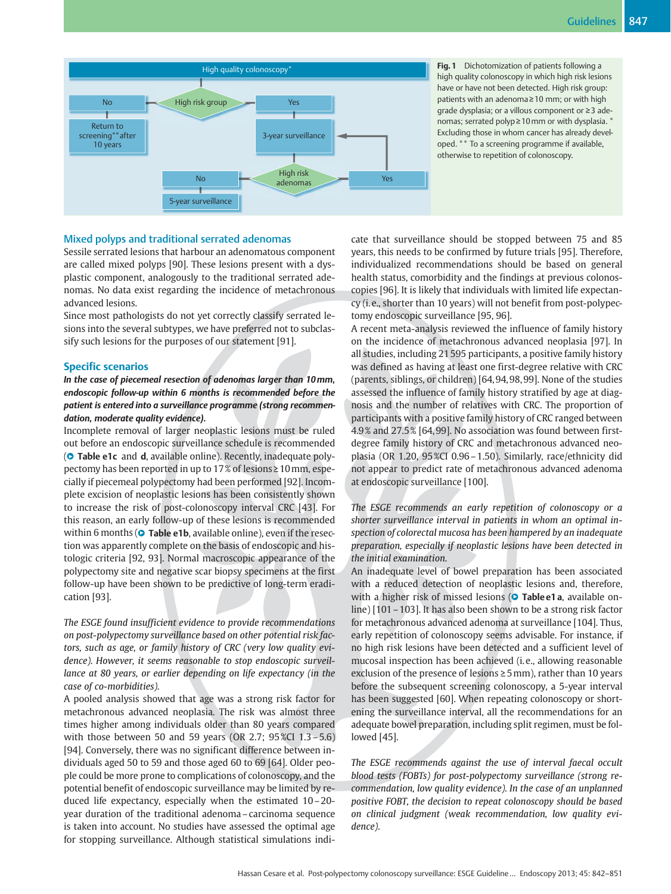High quality colonoscopy*

High risk group → No → Return to screening** after 10 years

High risk group → Yes → 3-year surveillance → High risk adenomas → No → 5-year surveillance

High risk adenomas → Yes → 3-year surveillance

**Fig. 1** Dichotomization of patients following a high quality colonoscopy in which high risk lesions have or have not been detected. High risk group: patients with an adenoma ≥ 10 mm; or with high grade dysplasia; or a villous component or ≥ 3 adenomas; serrated polyp ≥ 10 mm or with dysplasia. * Excluding those in whom cancer has already developed. ** To a screening programme if available, otherwise to repetition of colonoscopy.

## Mixed polyps and traditional serrated adenomas

Sessile serrated lesions that harbour an adenomatous component are called mixed polyps [90]. These lesions present with a dysplastic component, analogously to the traditional serrated adenomas. No data exist regarding the incidence of metachronous advanced lesions.

Since most pathologists do not yet correctly classify serrated lesions into the several subtypes, we have preferred not to subclassify such lesions for the purposes of our statement [91].

## Specific scenarios

***In the case of piecemeal resection of adenomas larger than 10 mm, endoscopic follow-up within 6 months is recommended before the patient is entered into a surveillance programme (strong recommendation, moderate quality evidence).***

Incomplete removal of larger neoplastic lesions must be ruled out before an endoscopic surveillance schedule is recommended (**Table e1c** and **d**, available online). Recently, inadequate polypectomy has been reported in up to 17 % of lesions ≥ 10 mm, especially if piecemeal polypectomy had been performed [92]. Incomplete excision of neoplastic lesions has been consistently shown to increase the risk of post-colonoscopy interval CRC [43]. For this reason, an early follow-up of these lesions is recommended within 6 months (**Table e1b**, available online), even if the resection was apparently complete on the basis of endoscopic and histologic criteria [92, 93]. Normal macroscopic appearance of the polypectomy site and negative scar biopsy specimens at the first follow-up have been shown to be predictive of long-term eradication [93].

*The ESGE found insufficient evidence to provide recommendations on post-polypectomy surveillance based on other potential risk factors, such as age, or family history of CRC (very low quality evidence). However, it seems reasonable to stop endoscopic surveillance at 80 years, or earlier depending on life expectancy (in the case of co-morbidities).*

A pooled analysis showed that age was a strong risk factor for metachronous advanced neoplasia. The risk was almost three times higher among individuals older than 80 years compared with those between 50 and 59 years (OR 2.7; 95 %CI 1.3 – 5.6) [94]. Conversely, there was no significant difference between individuals aged 50 to 59 and those aged 60 to 69 [64]. Older people could be more prone to complications of colonoscopy, and the potential benefit of endoscopic surveillance may be limited by reduced life expectancy, especially when the estimated 10 – 20-year duration of the traditional adenoma – carcinoma sequence is taken into account. No studies have assessed the optimal age for stopping surveillance. Although statistical simulations indicate that surveillance should be stopped between 75 and 85 years, this needs to be confirmed by future trials [95]. Therefore, individualized recommendations should be based on general health status, comorbidity and the findings at previous colonoscopies [96]. It is likely that individuals with limited life expectancy (i. e., shorter than 10 years) will not benefit from post-polypectomy endoscopic surveillance [95, 96].

A recent meta-analysis reviewed the influence of family history on the incidence of metachronous advanced neoplasia [97]. In all studies, including 21 595 participants, a positive family history was defined as having at least one first-degree relative with CRC (parents, siblings, or children) [64, 94, 98, 99]. None of the studies assessed the influence of family history stratified by age at diagnosis and the number of relatives with CRC. The proportion of participants with a positive family history of CRC ranged between 4.9 % and 27.5 % [64, 99]. No association was found between first-degree family history of CRC and metachronous advanced neoplasia (OR 1.20, 95 %CI 0.96 – 1.50). Similarly, race/ethnicity did not appear to predict rate of metachronous advanced adenoma at endoscopic surveillance [100].

*The ESGE recommends an early repetition of colonoscopy or a shorter surveillance interval in patients in whom an optimal inspection of colorectal mucosa has been hampered by an inadequate preparation, especially if neoplastic lesions have been detected in the initial examination.*

An inadequate level of bowel preparation has been associated with a reduced detection of neoplastic lesions and, therefore, with a higher risk of missed lesions (**Table e1 a**, available online) [101 – 103]. It has also been shown to be a strong risk factor for metachronous advanced adenoma at surveillance [104]. Thus, early repetition of colonoscopy seems advisable. For instance, if no high risk lesions have been detected and a sufficient level of mucosal inspection has been achieved (i. e., allowing reasonable exclusion of the presence of lesions ≥ 5 mm), rather than 10 years before the subsequent screening colonoscopy, a 5-year interval has been suggested [60]. When repeating colonoscopy or shortening the surveillance interval, all the recommendations for an adequate bowel preparation, including split regimen, must be followed [45].

*The ESGE recommends against the use of interval faecal occult blood tests (FOBTs) for post-polypectomy surveillance (strong recommendation, low quality evidence). In the case of an unplanned positive FOBT, the decision to repeat colonoscopy should be based on clinical judgment (weak recommendation, low quality evidence).*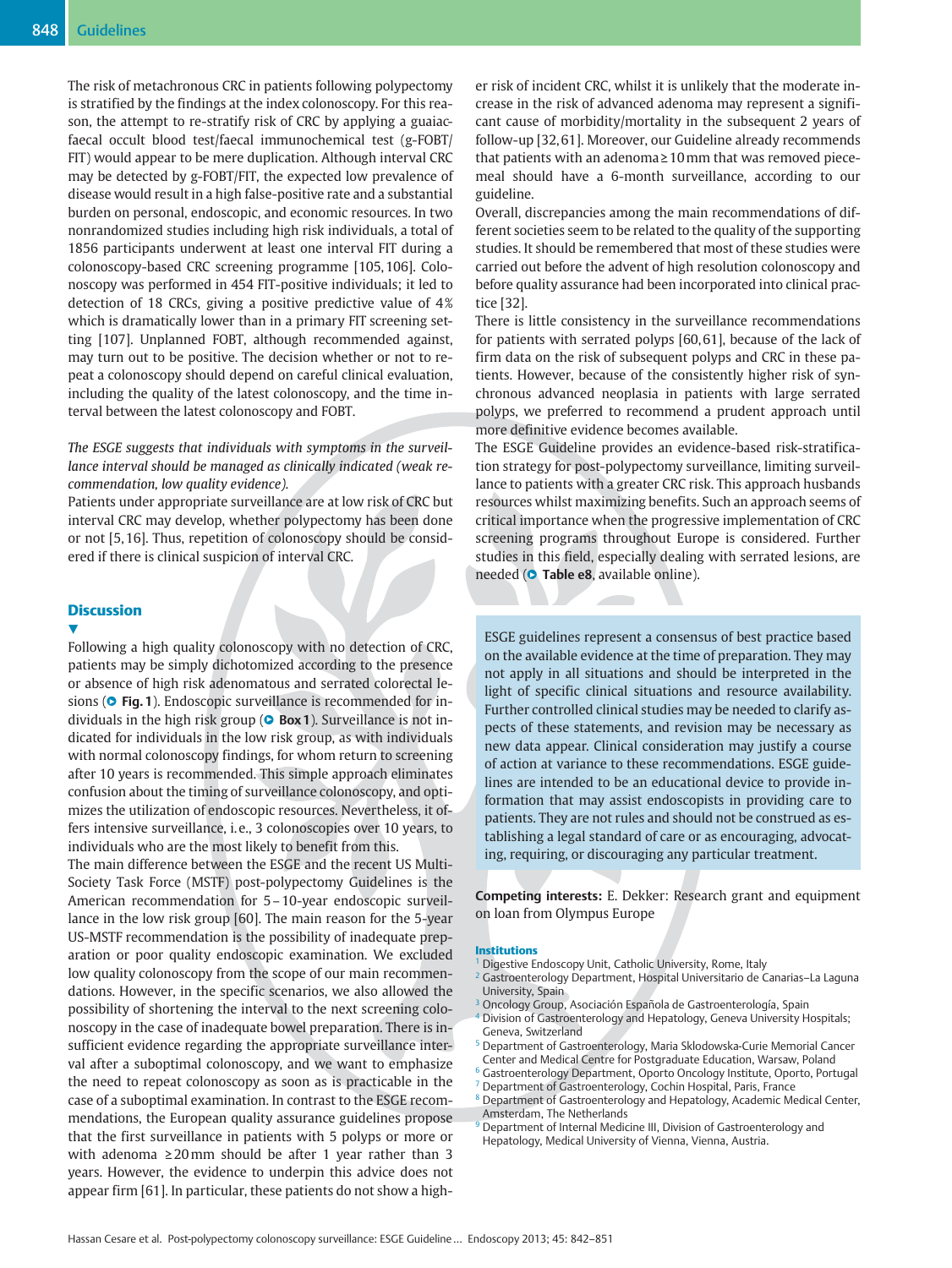The risk of metachronous CRC in patients following polypectomy is stratified by the findings at the index colonoscopy. For this reason, the attempt to re-stratify risk of CRC by applying a guaiac-faecal occult blood test/faecal immunochemical test (g-FOBT/FIT) would appear to be mere duplication. Although interval CRC may be detected by g-FOBT/FIT, the expected low prevalence of disease would result in a high false-positive rate and a substantial burden on personal, endoscopic, and economic resources. In two nonrandomized studies including high risk individuals, a total of 1856 participants underwent at least one interval FIT during a colonoscopy-based CRC screening programme [105, 106]. Colonoscopy was performed in 454 FIT-positive individuals; it led to detection of 18 CRCs, giving a positive predictive value of 4% which is dramatically lower than in a primary FIT screening setting [107]. Unplanned FOBT, although recommended against, may turn out to be positive. The decision whether or not to repeat a colonoscopy should depend on careful clinical evaluation, including the quality of the latest colonoscopy, and the time interval between the latest colonoscopy and FOBT.

*The ESGE suggests that individuals with symptoms in the surveillance interval should be managed as clinically indicated (weak recommendation, low quality evidence).*

Patients under appropriate surveillance are at low risk of CRC but interval CRC may develop, whether polypectomy has been done or not [5, 16]. Thus, repetition of colonoscopy should be considered if there is clinical suspicion of interval CRC.

## Discussion

Following a high quality colonoscopy with no detection of CRC, patients may be simply dichotomized according to the presence or absence of high risk adenomatous and serrated colorectal lesions (**Fig. 1**). Endoscopic surveillance is recommended for individuals in the high risk group (**Box 1**). Surveillance is not indicated for individuals in the low risk group, as with individuals with normal colonoscopy findings, for whom return to screening after 10 years is recommended. This simple approach eliminates confusion about the timing of surveillance colonoscopy, and optimizes the utilization of endoscopic resources. Nevertheless, it offers intensive surveillance, i.e., 3 colonoscopies over 10 years, to individuals who are the most likely to benefit from this.

The main difference between the ESGE and the recent US Multi-Society Task Force (MSTF) post-polypectomy Guidelines is the American recommendation for 5 – 10-year endoscopic surveillance in the low risk group [60]. The main reason for the 5-year US-MSTF recommendation is the possibility of inadequate preparation or poor quality endoscopic examination. We excluded low quality colonoscopy from the scope of our main recommendations. However, in the specific scenarios, we also allowed the possibility of shortening the interval to the next screening colonoscopy in the case of inadequate bowel preparation. There is insufficient evidence regarding the appropriate surveillance interval after a suboptimal colonoscopy, and we want to emphasize the need to repeat colonoscopy as soon as is practicable in the case of a suboptimal examination. In contrast to the ESGE recommendations, the European quality assurance guidelines propose that the first surveillance in patients with 5 polyps or more or with adenoma ≥ 20 mm should be after 1 year rather than 3 years. However, the evidence to underpin this advice does not appear firm [61]. In particular, these patients do not show a higher risk of incident CRC, whilst it is unlikely that the moderate increase in the risk of advanced adenoma may represent a significant cause of morbidity/mortality in the subsequent 2 years of follow-up [32, 61]. Moreover, our Guideline already recommends that patients with an adenoma ≥ 10 mm that was removed piecemeal should have a 6-month surveillance, according to our guideline.

Overall, discrepancies among the main recommendations of different societies seem to be related to the quality of the supporting studies. It should be remembered that most of these studies were carried out before the advent of high resolution colonoscopy and before quality assurance had been incorporated into clinical practice [32].

There is little consistency in the surveillance recommendations for patients with serrated polyps [60, 61], because of the lack of firm data on the risk of subsequent polyps and CRC in these patients. However, because of the consistently higher risk of synchronous advanced neoplasia in patients with large serrated polyps, we preferred to recommend a prudent approach until more definitive evidence becomes available.

The ESGE Guideline provides an evidence-based risk-stratification strategy for post-polypectomy surveillance, limiting surveillance to patients with a greater CRC risk. This approach husbands resources whilst maximizing benefits. Such an approach seems of critical importance when the progressive implementation of CRC screening programs throughout Europe is considered. Further studies in this field, especially dealing with serrated lesions, are needed (**Table e8**, available online).

> ESGE guidelines represent a consensus of best practice based on the available evidence at the time of preparation. They may not apply in all situations and should be interpreted in the light of specific clinical situations and resource availability. Further controlled clinical studies may be needed to clarify aspects of these statements, and revision may be necessary as new data appear. Clinical consideration may justify a course of action at variance to these recommendations. ESGE guidelines are intended to be an educational device to provide information that may assist endoscopists in providing care to patients. They are not rules and should not be construed as establishing a legal standard of care or as encouraging, advocating, requiring, or discouraging any particular treatment.

**Competing interests:** E. Dekker: Research grant and equipment on loan from Olympus Europe

### Institutions

1. Digestive Endoscopy Unit, Catholic University, Rome, Italy
2. Gastroenterology Department, Hospital Universitario de Canarias–La Laguna University, Spain
3. Oncology Group, Asociación Española de Gastroenterología, Spain
4. Division of Gastroenterology and Hepatology, Geneva University Hospitals; Geneva, Switzerland
5. Department of Gastroenterology, Maria Sklodowska-Curie Memorial Cancer Center and Medical Centre for Postgraduate Education, Warsaw, Poland
6. Gastroenterology Department, Oporto Oncology Institute, Oporto, Portugal
7. Department of Gastroenterology, Cochin Hospital, Paris, France
8. Department of Gastroenterology and Hepatology, Academic Medical Center, Amsterdam, The Netherlands
9. Department of Internal Medicine III, Division of Gastroenterology and Hepatology, Medical University of Vienna, Vienna, Austria.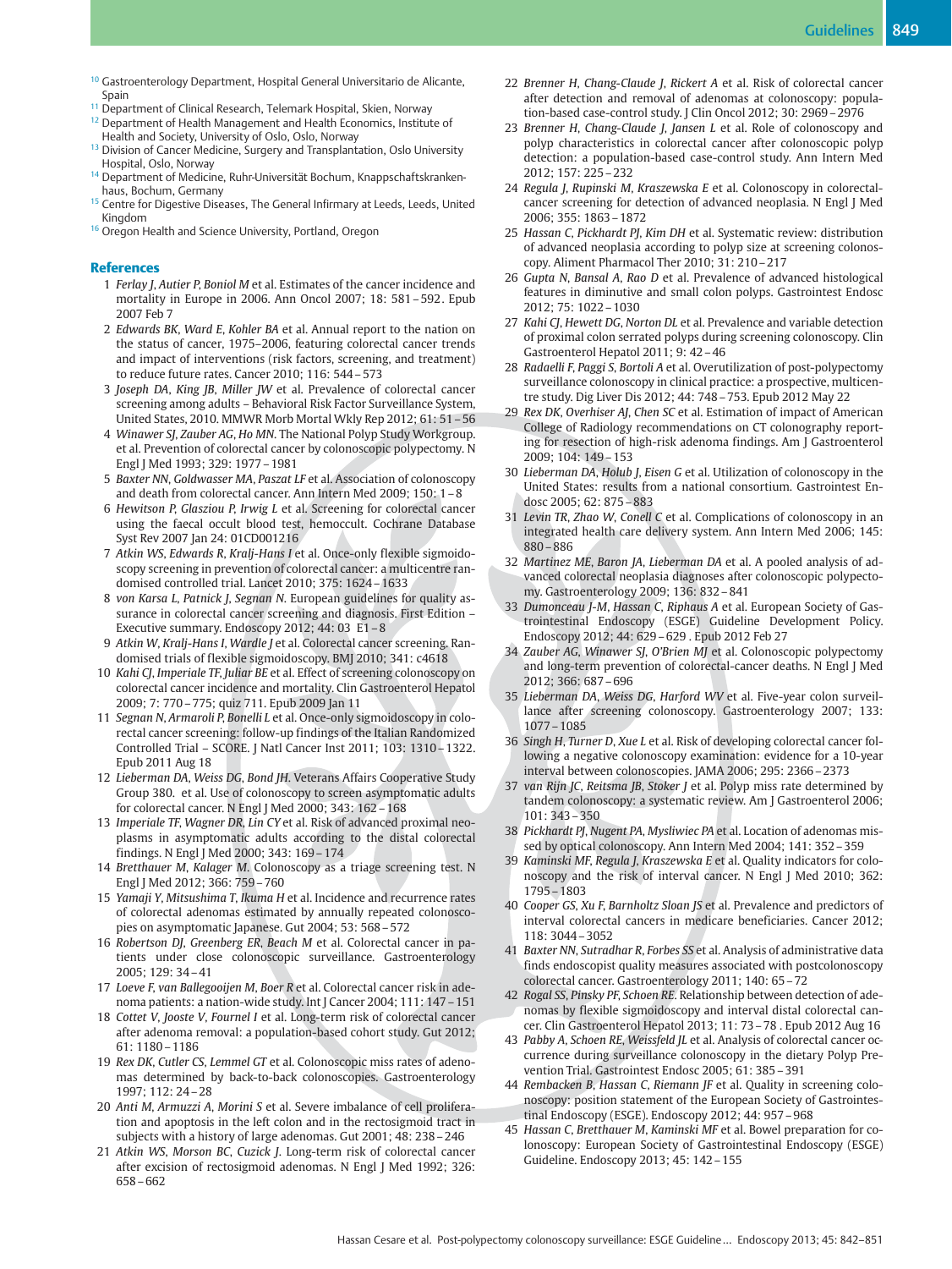[10] Gastroenterology Department, Hospital General Universitario de Alicante, Spain
[11] Department of Clinical Research, Telemark Hospital, Skien, Norway
[12] Department of Health Management and Health Economics, Institute of Health and Society, University of Oslo, Oslo, Norway
[13] Division of Cancer Medicine, Surgery and Transplantation, Oslo University Hospital, Oslo, Norway
[14] Department of Medicine, Ruhr-Universität Bochum, Knappschaftskrankenhaus, Bochum, Germany
[15] Centre for Digestive Diseases, The General Infirmary at Leeds, Leeds, United Kingdom
[16] Oregon Health and Science University, Portland, Oregon

## References

1. *Ferlay J, Autier P, Boniol M* et al. Estimates of the cancer incidence and mortality in Europe in 2006. Ann Oncol 2007; 18: 581 – 592. Epub 2007 Feb 7
2. *Edwards BK, Ward E, Kohler BA* et al. Annual report to the nation on the status of cancer, 1975–2006, featuring colorectal cancer trends and impact of interventions (risk factors, screening, and treatment) to reduce future rates. Cancer 2010; 116: 544 – 573
3. *Joseph DA, King JB, Miller JW* et al. Prevalence of colorectal cancer screening among adults – Behavioral Risk Factor Surveillance System, United States, 2010. MMWR Morb Mortal Wkly Rep 2012; 61: 51 – 56
4. *Winawer SJ, Zauber AG, Ho MN*. The National Polyp Study Workgroup. et al. Prevention of colorectal cancer by colonoscopic polypectomy. N Engl J Med 1993; 329: 1977 – 1981
5. *Baxter NN, Goldwasser MA, Paszat LF* et al. Association of colonoscopy and death from colorectal cancer. Ann Intern Med 2009; 150: 1 – 8
6. *Hewitson P, Glasziou P, Irwig L* et al. Screening for colorectal cancer using the faecal occult blood test, hemoccult. Cochrane Database Syst Rev 2007 Jan 24: 01CD001216
7. *Atkin WS, Edwards R, Kralj-Hans I* et al. Once-only flexible sigmoidoscopy screening in prevention of colorectal cancer: a multicentre randomised controlled trial. Lancet 2010; 375: 1624 – 1633
8. *von Karsa L, Patnick J, Segnan N*. European guidelines for quality assurance in colorectal cancer screening and diagnosis. First Edition – Executive summary. Endoscopy 2012; 44: 03 E1 – 8
9. *Atkin W, Kralj-Hans I, Wardle J* et al. Colorectal cancer screening. Randomised trials of flexible sigmoidoscopy. BMJ 2010; 341: c4618
10. *Kahi CJ, Imperiale TF, Juliar BE* et al. Effect of screening colonoscopy on colorectal cancer incidence and mortality. Clin Gastroenterol Hepatol 2009; 7: 770 – 775; quiz 711. Epub 2009 Jan 11
11. *Segnan N, Armaroli P, Bonelli L* et al. Once-only sigmoidoscopy in colorectal cancer screening: follow-up findings of the Italian Randomized Controlled Trial – SCORE. J Natl Cancer Inst 2011; 103: 1310 – 1322. Epub 2011 Aug 18
12. *Lieberman DA, Weiss DG, Bond JH*. Veterans Affairs Cooperative Study Group 380. et al. Use of colonoscopy to screen asymptomatic adults for colorectal cancer. N Engl J Med 2000; 343: 162 – 168
13. *Imperiale TF, Wagner DR, Lin CY* et al. Risk of advanced proximal neoplasms in asymptomatic adults according to the distal colorectal findings. N Engl J Med 2000; 343: 169 – 174
14. *Bretthauer M, Kalager M*. Colonoscopy as a triage screening test. N Engl J Med 2012; 366: 759 – 760
15. *Yamaji Y, Mitsushima T, Ikuma H* et al. Incidence and recurrence rates of colorectal adenomas estimated by annually repeated colonoscopies on asymptomatic Japanese. Gut 2004; 53: 568 – 572
16. *Robertson DJ, Greenberg ER, Beach M* et al. Colorectal cancer in patients under close colonoscopic surveillance. Gastroenterology 2005; 129: 34 – 41
17. *Loeve F, van Ballegooijen M, Boer R* et al. Colorectal cancer risk in adenoma patients: a nation-wide study. Int J Cancer 2004; 111: 147 – 151
18. *Cottet V, Jooste V, Fournel I* et al. Long-term risk of colorectal cancer after adenoma removal: a population-based cohort study. Gut 2012; 61: 1180 – 1186
19. *Rex DK, Cutler CS, Lemmel GT* et al. Colonoscopic miss rates of adenomas determined by back-to-back colonoscopies. Gastroenterology 1997; 112: 24 – 28
20. *Anti M, Armuzzi A, Morini S* et al. Severe imbalance of cell proliferation and apoptosis in the left colon and in the rectosigmoid tract in subjects with a history of large adenomas. Gut 2001; 48: 238 – 246
21. *Atkin WS, Morson BC, Cuzick J*. Long-term risk of colorectal cancer after excision of rectosigmoid adenomas. N Engl J Med 1992; 326: 658 – 662
22. *Brenner H, Chang-Claude J, Rickert A* et al. Risk of colorectal cancer after detection and removal of adenomas at colonoscopy: population-based case-control study. J Clin Oncol 2012; 30: 2969 – 2976
23. *Brenner H, Chang-Claude J, Jansen L* et al. Role of colonoscopy and polyp characteristics in colorectal cancer after colonoscopic polyp detection: a population-based case-control study. Ann Intern Med 2012; 157: 225 – 232
24. *Regula J, Rupinski M, Kraszewska E* et al. Colonoscopy in colorectal-cancer screening for detection of advanced neoplasia. N Engl J Med 2006; 355: 1863 – 1872
25. *Hassan C, Pickhardt PJ, Kim DH* et al. Systematic review: distribution of advanced neoplasia according to polyp size at screening colonoscopy. Aliment Pharmacol Ther 2010; 31: 210 – 217
26. *Gupta N, Bansal A, Rao D* et al. Prevalence of advanced histological features in diminutive and small colon polyps. Gastrointest Endosc 2012; 75: 1022 – 1030
27. *Kahi CJ, Hewett DG, Norton DL* et al. Prevalence and variable detection of proximal colon serrated polyps during screening colonoscopy. Clin Gastroenterol Hepatol 2011; 9: 42 – 46
28. *Radaelli F, Paggi S, Bortoli A* et al. Overutilization of post-polypectomy surveillance colonoscopy in clinical practice: a prospective, multicentre study. Dig Liver Dis 2012; 44: 748 – 753. Epub 2012 May 22
29. *Rex DK, Overhiser AJ, Chen SC* et al. Estimation of impact of American College of Radiology recommendations on CT colonography reporting for resection of high-risk adenoma findings. Am J Gastroenterol 2009; 104: 149 – 153
30. *Lieberman DA, Holub J, Eisen G* et al. Utilization of colonoscopy in the United States: results from a national consortium. Gastrointest Endosc 2005; 62: 875 – 883
31. *Levin TR, Zhao W, Conell C* et al. Complications of colonoscopy in an integrated health care delivery system. Ann Intern Med 2006; 145: 880 – 886
32. *Martinez ME, Baron JA, Lieberman DA* et al. A pooled analysis of advanced colorectal neoplasia diagnoses after colonoscopic polypectomy. Gastroenterology 2009; 136: 832 – 841
33. *Dumonceau J-M, Hassan C, Riphaus A* et al. European Society of Gastrointestinal Endoscopy (ESGE) Guideline Development Policy. Endoscopy 2012; 44: 629 – 629 . Epub 2012 Feb 27
34. *Zauber AG, Winawer SJ, O'Brien MJ* et al. Colonoscopic polypectomy and long-term prevention of colorectal-cancer deaths. N Engl J Med 2012; 366: 687 – 696
35. *Lieberman DA, Weiss DG, Harford WV* et al. Five-year colon surveillance after screening colonoscopy. Gastroenterology 2007; 133: 1077 – 1085
36. *Singh H, Turner D, Xue L* et al. Risk of developing colorectal cancer following a negative colonoscopy examination: evidence for a 10-year interval between colonoscopies. JAMA 2006; 295: 2366 – 2373
37. *van Rijn JC, Reitsma JB, Stoker J* et al. Polyp miss rate determined by tandem colonoscopy: a systematic review. Am J Gastroenterol 2006; 101: 343 – 350
38. *Pickhardt PJ, Nugent PA, Mysliwiec PA* et al. Location of adenomas missed by optical colonoscopy. Ann Intern Med 2004; 141: 352 – 359
39. *Kaminski MF, Regula J, Kraszewska E* et al. Quality indicators for colonoscopy and the risk of interval cancer. N Engl J Med 2010; 362: 1795 – 1803
40. *Cooper GS, Xu F, Barnholtz Sloan JS* et al. Prevalence and predictors of interval colorectal cancers in medicare beneficiaries. Cancer 2012; 118: 3044 – 3052
41. *Baxter NN, Sutradhar R, Forbes SS* et al. Analysis of administrative data finds endoscopist quality measures associated with postcolonoscopy colorectal cancer. Gastroenterology 2011; 140: 65 – 72
42. *Rogal SS, Pinsky PF, Schoen RE*. Relationship between detection of adenomas by flexible sigmoidoscopy and interval distal colorectal cancer. Clin Gastroenterol Hepatol 2013; 11: 73 – 78 . Epub 2012 Aug 16
43. *Pabby A, Schoen RE, Weissfeld JL* et al. Analysis of colorectal cancer occurrence during surveillance colonoscopy in the dietary Polyp Prevention Trial. Gastrointest Endosc 2005; 61: 385 – 391
44. *Rembacken B, Hassan C, Riemann JF* et al. Quality in screening colonoscopy: position statement of the European Society of Gastrointestinal Endoscopy (ESGE). Endoscopy 2012; 44: 957 – 968
45. *Hassan C, Bretthauer M, Kaminski MF* et al. Bowel preparation for colonoscopy: European Society of Gastrointestinal Endoscopy (ESGE) Guideline. Endoscopy 2013; 45: 142 – 155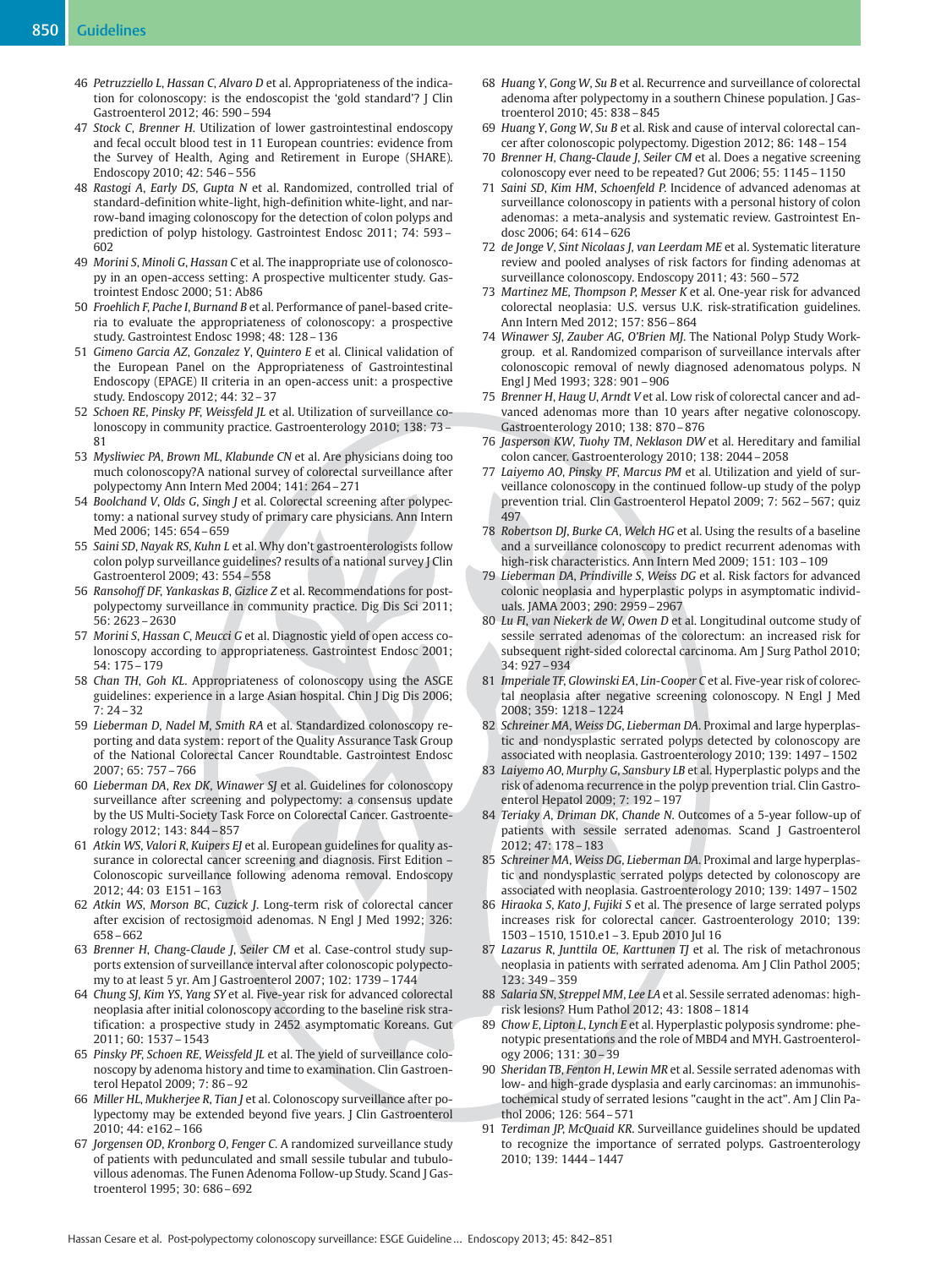46 *Petruzziello L, Hassan C, Alvaro D* et al. Appropriateness of the indication for colonoscopy: is the endoscopist the 'gold standard'? J Clin Gastroenterol 2012; 46: 590 – 594

47 *Stock C, Brenner H.* Utilization of lower gastrointestinal endoscopy and fecal occult blood test in 11 European countries: evidence from the Survey of Health, Aging and Retirement in Europe (SHARE). Endoscopy 2010; 42: 546 – 556

48 *Rastogi A, Early DS, Gupta N* et al. Randomized, controlled trial of standard-definition white-light, high-definition white-light, and narrow-band imaging colonoscopy for the detection of colon polyps and prediction of polyp histology. Gastrointest Endosc 2011; 74: 593 – 602

49 *Morini S, Minoli G, Hassan C* et al. The inappropriate use of colonoscopy in an open-access setting: A prospective multicenter study. Gastrointest Endosc 2000; 51: Ab86

50 *Froehlich F, Pache I, Burnand B* et al. Performance of panel-based criteria to evaluate the appropriateness of colonoscopy: a prospective study. Gastrointest Endosc 1998; 48: 128 – 136

51 *Gimeno Garcia AZ, Gonzalez Y, Quintero E* et al. Clinical validation of the European Panel on the Appropriateness of Gastrointestinal Endoscopy (EPAGE) II criteria in an open-access unit: a prospective study. Endoscopy 2012; 44: 32 – 37

52 *Schoen RE, Pinsky PF, Weissfeld JL* et al. Utilization of surveillance colonoscopy in community practice. Gastroenterology 2010; 138: 73 – 81

53 *Mysliwiec PA, Brown ML, Klabunde CN* et al. Are physicians doing too much colonoscopy?A national survey of colorectal surveillance after polypectomy Ann Intern Med 2004; 141: 264 – 271

54 *Boolchand V, Olds G, Singh J* et al. Colorectal screening after polypectomy: a national survey study of primary care physicians. Ann Intern Med 2006; 145: 654 – 659

55 *Saini SD, Nayak RS, Kuhn L* et al. Why don't gastroenterologists follow colon polyp surveillance guidelines? results of a national survey J Clin Gastroenterol 2009; 43: 554 – 558

56 *Ransohoff DF, Yankaskas B, Gizlice Z* et al. Recommendations for post-polypectomy surveillance in community practice. Dig Dis Sci 2011; 56: 2623 – 2630

57 *Morini S, Hassan C, Meucci G* et al. Diagnostic yield of open access colonoscopy according to appropriateness. Gastrointest Endosc 2001; 54: 175 – 179

58 *Chan TH, Goh KL.* Appropriateness of colonoscopy using the ASGE guidelines: experience in a large Asian hospital. Chin J Dig Dis 2006; 7: 24 – 32

59 *Lieberman D, Nadel M, Smith RA* et al. Standardized colonoscopy reporting and data system: report of the Quality Assurance Task Group of the National Colorectal Cancer Roundtable. Gastrointest Endosc 2007; 65: 757 – 766

60 *Lieberman DA, Rex DK, Winawer SJ* et al. Guidelines for colonoscopy surveillance after screening and polypectomy: a consensus update by the US Multi-Society Task Force on Colorectal Cancer. Gastroenterology 2012; 143: 844 – 857

61 *Atkin WS, Valori R, Kuipers EJ* et al. European guidelines for quality assurance in colorectal cancer screening and diagnosis. First Edition – Colonoscopic surveillance following adenoma removal. Endoscopy 2012; 44: 03 E151 – 163

62 *Atkin WS, Morson BC, Cuzick J.* Long-term risk of colorectal cancer after excision of rectosigmoid adenomas. N Engl J Med 1992; 326: 658 – 662

63 *Brenner H, Chang-Claude J, Seiler CM* et al. Case-control study supports extension of surveillance interval after colonoscopic polypectomy to at least 5 yr. Am J Gastroenterol 2007; 102: 1739 – 1744

64 *Chung SJ, Kim YS, Yang SY* et al. Five-year risk for advanced colorectal neoplasia after initial colonoscopy according to the baseline risk stratification: a prospective study in 2452 asymptomatic Koreans. Gut 2011; 60: 1537 – 1543

65 *Pinsky PF, Schoen RE, Weissfeld JL* et al. The yield of surveillance colonoscopy by adenoma history and time to examination. Clin Gastroenterol Hepatol 2009; 7: 86 – 92

66 *Miller HL, Mukherjee R, Tian J* et al. Colonoscopy surveillance after polypectomy may be extended beyond five years. J Clin Gastroenterol 2010; 44: e162 – 166

67 *Jorgensen OD, Kronborg O, Fenger C.* A randomized surveillance study of patients with pedunculated and small sessile tubular and tubulovillous adenomas. The Funen Adenoma Follow-up Study. Scand J Gastroenterol 1995; 30: 686 – 692

68 *Huang Y, Gong W, Su B* et al. Recurrence and surveillance of colorectal adenoma after polypectomy in a southern Chinese population. J Gastroenterol 2010; 45: 838 – 845

69 *Huang Y, Gong W, Su B* et al. Risk and cause of interval colorectal cancer after colonoscopic polypectomy. Digestion 2012; 86: 148 – 154

70 *Brenner H, Chang-Claude J, Seiler CM* et al. Does a negative screening colonoscopy ever need to be repeated? Gut 2006; 55: 1145 – 1150

71 *Saini SD, Kim HM, Schoenfeld P.* Incidence of advanced adenomas at surveillance colonoscopy in patients with a personal history of colon adenomas: a meta-analysis and systematic review. Gastrointest Endosc 2006; 64: 614 – 626

72 *de Jonge V, Sint Nicolaas J, van Leerdam ME* et al. Systematic literature review and pooled analyses of risk factors for finding adenomas at surveillance colonoscopy. Endoscopy 2011; 43: 560 – 572

73 *Martinez ME, Thompson P, Messer K* et al. One-year risk for advanced colorectal neoplasia: U.S. versus U.K. risk-stratification guidelines. Ann Intern Med 2012; 157: 856 – 864

74 *Winawer SJ, Zauber AG, O'Brien MJ.* The National Polyp Study Workgroup. et al. Randomized comparison of surveillance intervals after colonoscopic removal of newly diagnosed adenomatous polyps. N Engl J Med 1993; 328: 901 – 906

75 *Brenner H, Haug U, Arndt V* et al. Low risk of colorectal cancer and advanced adenomas more than 10 years after negative colonoscopy. Gastroenterology 2010; 138: 870 – 876

76 *Jasperson KW, Tuohy TM, Neklason DW* et al. Hereditary and familial colon cancer. Gastroenterology 2010; 138: 2044 – 2058

77 *Laiyemo AO, Pinsky PF, Marcus PM* et al. Utilization and yield of surveillance colonoscopy in the continued follow-up study of the polyp prevention trial. Clin Gastroenterol Hepatol 2009; 7: 562 – 567; quiz 497

78 *Robertson DJ, Burke CA, Welch HG* et al. Using the results of a baseline and a surveillance colonoscopy to predict recurrent adenomas with high-risk characteristics. Ann Intern Med 2009; 151: 103 – 109

79 *Lieberman DA, Prindiville S, Weiss DG* et al. Risk factors for advanced colonic neoplasia and hyperplastic polyps in asymptomatic individuals. JAMA 2003; 290: 2959 – 2967

80 *Lu FI, van Niekerk de W, Owen D* et al. Longitudinal outcome study of sessile serrated adenomas of the colorectum: an increased risk for subsequent right-sided colorectal carcinoma. Am J Surg Pathol 2010; 34: 927 – 934

81 *Imperiale TF, Glowinski EA, Lin-Cooper C* et al. Five-year risk of colorectal neoplasia after negative screening colonoscopy. N Engl J Med 2008; 359: 1218 – 1224

82 *Schreiner MA, Weiss DG, Lieberman DA.* Proximal and large hyperplastic and nondysplastic serrated polyps detected by colonoscopy are associated with neoplasia. Gastroenterology 2010; 139: 1497 – 1502

83 *Laiyemo AO, Murphy G, Sansbury LB* et al. Hyperplastic polyps and the risk of adenoma recurrence in the polyp prevention trial. Clin Gastroenterol Hepatol 2009; 7: 192 – 197

84 *Teriaky A, Driman DK, Chande N.* Outcomes of a 5-year follow-up of patients with sessile serrated adenomas. Scand J Gastroenterol 2012; 47: 178 – 183

85 *Schreiner MA, Weiss DG, Lieberman DA.* Proximal and large hyperplastic and nondysplastic serrated polyps detected by colonoscopy are associated with neoplasia. Gastroenterology 2010; 139: 1497 – 1502

86 *Hiraoka S, Kato J, Fujiki S* et al. The presence of large serrated polyps increases risk for colorectal cancer. Gastroenterology 2010; 139: 1503 – 1510, 1510.e1 – 3. Epub 2010 Jul 16

87 *Lazarus R, Junttila OE, Karttunen TJ* et al. The risk of metachronous neoplasia in patients with serrated adenoma. Am J Clin Pathol 2005; 123: 349 – 359

88 *Salaria SN, Streppel MM, Lee LA* et al. Sessile serrated adenomas: high-risk lesions? Hum Pathol 2012; 43: 1808 – 1814

89 *Chow E, Lipton L, Lynch E* et al. Hyperplastic polyposis syndrome: phenotypic presentations and the role of MBD4 and MYH. Gastroenterology 2006; 131: 30 – 39

90 *Sheridan TB, Fenton H, Lewin MR* et al. Sessile serrated adenomas with low- and high-grade dysplasia and early carcinomas: an immunohistochemical study of serrated lesions "caught in the act". Am J Clin Pathol 2006; 126: 564 – 571

91 *Terdiman JP, McQuaid KR.* Surveillance guidelines should be updated to recognize the importance of serrated polyps. Gastroenterology 2010; 139: 1444 – 1447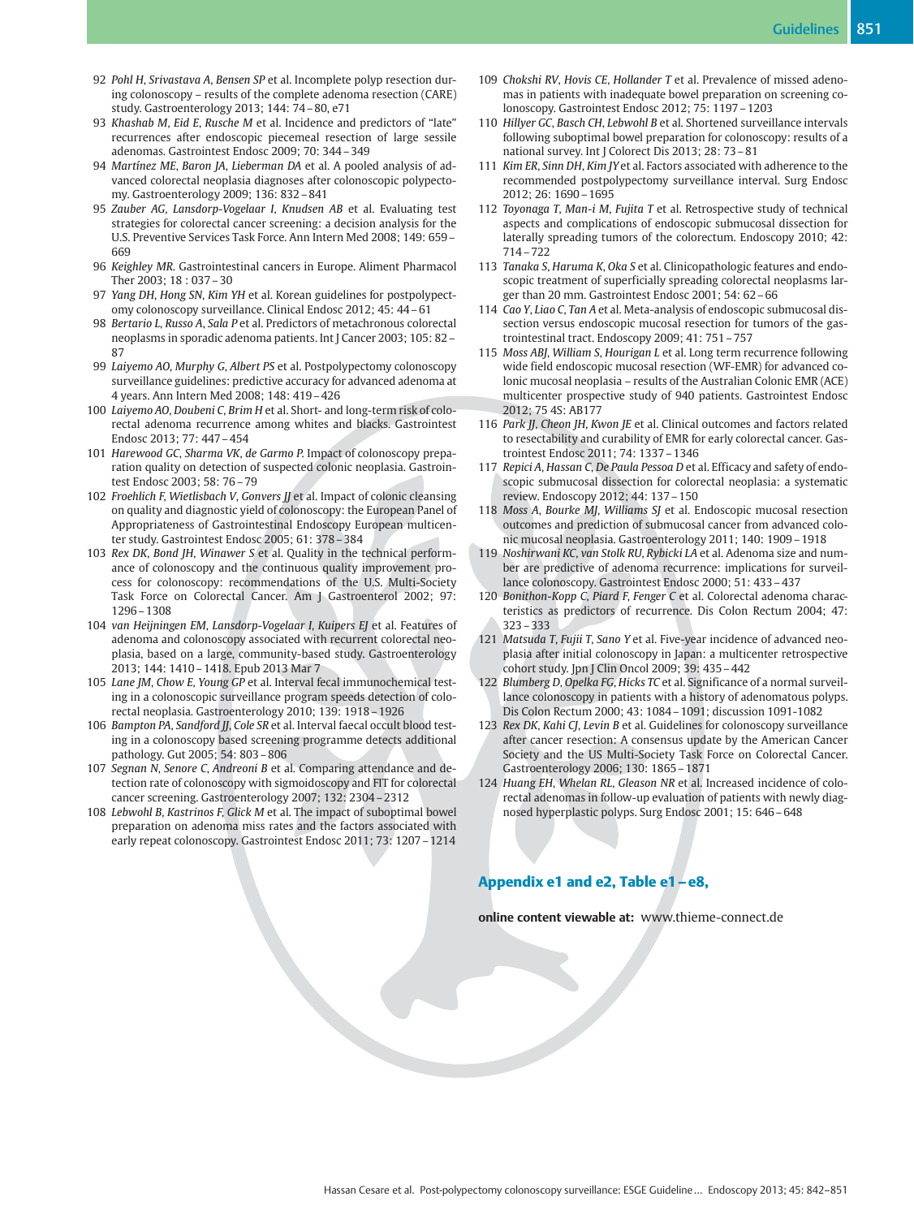92 *Pohl H, Srivastava A, Bensen SP* et al. Incomplete polyp resection during colonoscopy – results of the complete adenoma resection (CARE) study. Gastroenterology 2013; 144: 74 – 80, e71

93 *Khashab M, Eid E, Rusche M* et al. Incidence and predictors of "late" recurrences after endoscopic piecemeal resection of large sessile adenomas. Gastrointest Endosc 2009; 70: 344 – 349

94 *Martínez ME, Baron JA, Lieberman DA* et al. A pooled analysis of advanced colorectal neoplasia diagnoses after colonoscopic polypectomy. Gastroenterology 2009; 136: 832 – 841

95 *Zauber AG, Lansdorp-Vogelaar I, Knudsen AB* et al. Evaluating test strategies for colorectal cancer screening: a decision analysis for the U.S. Preventive Services Task Force. Ann Intern Med 2008; 149: 659 – 669

96 *Keighley MR.* Gastrointestinal cancers in Europe. Aliment Pharmacol Ther 2003; 18 : 037 – 30

97 *Yang DH, Hong SN, Kim YH* et al. Korean guidelines for postpolypectomy colonoscopy surveillance. Clinical Endosc 2012; 45: 44 – 61

98 *Bertario L, Russo A, Sala P* et al. Predictors of metachronous colorectal neoplasms in sporadic adenoma patients. Int J Cancer 2003; 105: 82 – 87

99 *Laiyemo AO, Murphy G, Albert PS* et al. Postpolypectomy colonoscopy surveillance guidelines: predictive accuracy for advanced adenoma at 4 years. Ann Intern Med 2008; 148: 419 – 426

100 *Laiyemo AO, Doubeni C, Brim H* et al. Short- and long-term risk of colorectal adenoma recurrence among whites and blacks. Gastrointest Endosc 2013; 77: 447 – 454

101 *Harewood GC, Sharma VK, de Garmo P.* Impact of colonoscopy preparation quality on detection of suspected colonic neoplasia. Gastrointest Endosc 2003; 58: 76 – 79

102 *Froehlich F, Wietlisbach V, Gonvers JJ* et al. Impact of colonic cleansing on quality and diagnostic yield of colonoscopy: the European Panel of Appropriateness of Gastrointestinal Endoscopy European multicenter study. Gastrointest Endosc 2005; 61: 378 – 384

103 *Rex DK, Bond JH, Winawer S* et al. Quality in the technical performance of colonoscopy and the continuous quality improvement process for colonoscopy: recommendations of the U.S. Multi-Society Task Force on Colorectal Cancer. Am J Gastroenterol 2002; 97: 1296 – 1308

104 *van Heijningen EM, Lansdorp-Vogelaar I, Kuipers EJ* et al. Features of adenoma and colonoscopy associated with recurrent colorectal neoplasia, based on a large, community-based study. Gastroenterology 2013; 144: 1410 – 1418. Epub 2013 Mar 7

105 *Lane JM, Chow E, Young GP* et al. Interval fecal immunochemical testing in a colonoscopic surveillance program speeds detection of colorectal neoplasia. Gastroenterology 2010; 139: 1918 – 1926

106 *Bampton PA, Sandford JJ, Cole SR* et al. Interval faecal occult blood testing in a colonoscopy based screening programme detects additional pathology. Gut 2005; 54: 803 – 806

107 *Segnan N, Senore C, Andreoni B* et al. Comparing attendance and detection rate of colonoscopy with sigmoidoscopy and FIT for colorectal cancer screening. Gastroenterology 2007; 132: 2304 – 2312

108 *Lebwohl B, Kastrinos F, Glick M* et al. The impact of suboptimal bowel preparation on adenoma miss rates and the factors associated with early repeat colonoscopy. Gastrointest Endosc 2011; 73: 1207 – 1214

109 *Chokshi RV, Hovis CE, Hollander T* et al. Prevalence of missed adenomas in patients with inadequate bowel preparation on screening colonoscopy. Gastrointest Endosc 2012; 75: 1197 – 1203

110 *Hillyer GC, Basch CH, Lebwohl B* et al. Shortened surveillance intervals following suboptimal bowel preparation for colonoscopy: results of a national survey. Int J Colorect Dis 2013; 28: 73 – 81

111 *Kim ER, Sinn DH, Kim JY* et al. Factors associated with adherence to the recommended postpolypectomy surveillance interval. Surg Endosc 2012; 26: 1690 – 1695

112 *Toyonaga T, Man-i M, Fujita T* et al. Retrospective study of technical aspects and complications of endoscopic submucosal dissection for laterally spreading tumors of the colorectum. Endoscopy 2010; 42: 714 – 722

113 *Tanaka S, Haruma K, Oka S* et al. Clinicopathologic features and endoscopic treatment of superficially spreading colorectal neoplasms larger than 20 mm. Gastrointest Endosc 2001; 54: 62 – 66

114 *Cao Y, Liao C, Tan A* et al. Meta-analysis of endoscopic submucosal dissection versus endoscopic mucosal resection for tumors of the gastrointestinal tract. Endoscopy 2009; 41: 751 – 757

115 *Moss ABJ, William S, Hourigan L* et al. Long term recurrence following wide field endoscopic mucosal resection (WF-EMR) for advanced colonic mucosal neoplasia – results of the Australian Colonic EMR (ACE) multicenter prospective study of 940 patients. Gastrointest Endosc 2012; 75 4S: AB177

116 *Park JJ, Cheon JH, Kwon JE* et al. Clinical outcomes and factors related to resectability and curability of EMR for early colorectal cancer. Gastrointest Endosc 2011; 74: 1337 – 1346

117 *Repici A, Hassan C, De Paula Pessoa D* et al. Efficacy and safety of endoscopic submucosal dissection for colorectal neoplasia: a systematic review. Endoscopy 2012; 44: 137 – 150

118 *Moss A, Bourke MJ, Williams SJ* et al. Endoscopic mucosal resection outcomes and prediction of submucosal cancer from advanced colonic mucosal neoplasia. Gastroenterology 2011; 140: 1909 – 1918

119 *Noshirwani KC, van Stolk RU, Rybicki LA* et al. Adenoma size and number are predictive of adenoma recurrence: implications for surveillance colonoscopy. Gastrointest Endosc 2000; 51: 433 – 437

120 *Bonithon-Kopp C, Piard F, Fenger C* et al. Colorectal adenoma characteristics as predictors of recurrence. Dis Colon Rectum 2004; 47: 323 – 333

121 *Matsuda T, Fujii T, Sano Y* et al. Five-year incidence of advanced neoplasia after initial colonoscopy in Japan: a multicenter retrospective cohort study. Jpn J Clin Oncol 2009; 39: 435 – 442

122 *Blumberg D, Opelka FG, Hicks TC* et al. Significance of a normal surveillance colonoscopy in patients with a history of adenomatous polyps. Dis Colon Rectum 2000; 43: 1084 – 1091; discussion 1091-1082

123 *Rex DK, Kahi CJ, Levin B* et al. Guidelines for colonoscopy surveillance after cancer resection: A consensus update by the American Cancer Society and the US Multi-Society Task Force on Colorectal Cancer. Gastroenterology 2006; 130: 1865 – 1871

124 *Huang EH, Whelan RL, Gleason NR* et al. Increased incidence of colorectal adenomas in follow-up evaluation of patients with newly diagnosed hyperplastic polyps. Surg Endosc 2001; 15: 646 – 648

## Appendix e1 and e2, Table e1 – e8,

**online content viewable at:** www.thieme-connect.de